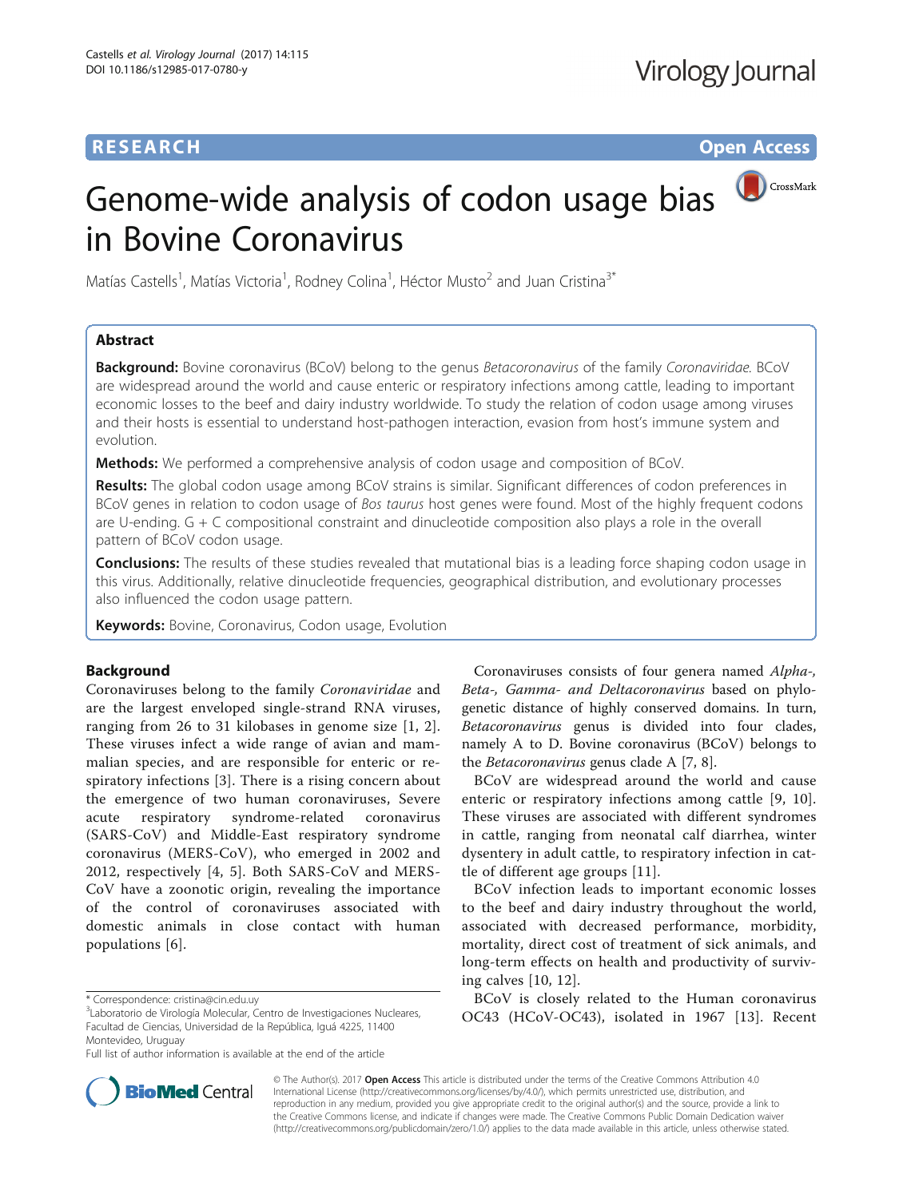# Genome-wide analysis of codon usage bias in Bovine Coronavirus

Matías Castells[1], Matías Victoria[1], Rodney Colina[1], Héctor Musto[2] and Juan Cristina[3*]

## Abstract

**Background:** Bovine coronavirus (BCoV) belong to the genus *Betacoronavirus* of the family *Coronaviridae*. BCoV are widespread around the world and cause enteric or respiratory infections among cattle, leading to important economic losses to the beef and dairy industry worldwide. To study the relation of codon usage among viruses and their hosts is essential to understand host-pathogen interaction, evasion from host's immune system and evolution.

**Methods:** We performed a comprehensive analysis of codon usage and composition of BCoV.

**Results:** The global codon usage among BCoV strains is similar. Significant differences of codon preferences in BCoV genes in relation to codon usage of *Bos taurus* host genes were found. Most of the highly frequent codons are U-ending. G + C compositional constraint and dinucleotide composition also plays a role in the overall pattern of BCoV codon usage.

**Conclusions:** The results of these studies revealed that mutational bias is a leading force shaping codon usage in this virus. Additionally, relative dinucleotide frequencies, geographical distribution, and evolutionary processes also influenced the codon usage pattern.

**Keywords:** Bovine, Coronavirus, Codon usage, Evolution

## Background

Coronaviruses belong to the family *Coronaviridae* and are the largest enveloped single-strand RNA viruses, ranging from 26 to 31 kilobases in genome size [1, 2]. These viruses infect a wide range of avian and mammalian species, and are responsible for enteric or respiratory infections [3]. There is a rising concern about the emergence of two human coronaviruses, Severe acute respiratory syndrome-related coronavirus (SARS-CoV) and Middle-East respiratory syndrome coronavirus (MERS-CoV), who emerged in 2002 and 2012, respectively [4, 5]. Both SARS-CoV and MERS-CoV have a zoonotic origin, revealing the importance of the control of coronaviruses associated with domestic animals in close contact with human populations [6].

Coronaviruses consists of four genera named *Alpha-, Beta-, Gamma- and Deltacoronavirus* based on phylogenetic distance of highly conserved domains. In turn, *Betacoronavirus* genus is divided into four clades, namely A to D. Bovine coronavirus (BCoV) belongs to the *Betacoronavirus* genus clade A [7, 8].

BCoV are widespread around the world and cause enteric or respiratory infections among cattle [9, 10]. These viruses are associated with different syndromes in cattle, ranging from neonatal calf diarrhea, winter dysentery in adult cattle, to respiratory infection in cattle of different age groups [11].

BCoV infection leads to important economic losses to the beef and dairy industry throughout the world, associated with decreased performance, morbidity, mortality, direct cost of treatment of sick animals, and long-term effects on health and productivity of surviving calves [10, 12].

BCoV is closely related to the Human coronavirus OC43 (HCoV-OC43), isolated in 1967 [13]. Recent

\* Correspondence: cristina@cin.edu.uy
[3]Laboratorio de Virología Molecular, Centro de Investigaciones Nucleares, Facultad de Ciencias, Universidad de la República, Iguá 4225, 11400 Montevideo, Uruguay
Full list of author information is available at the end of the article

© The Author(s). 2017 **Open Access** This article is distributed under the terms of the Creative Commons Attribution 4.0 International License (http://creativecommons.org/licenses/by/4.0/), which permits unrestricted use, distribution, and reproduction in any medium, provided you give appropriate credit to the original author(s) and the source, provide a link to the Creative Commons license, and indicate if changes were made. The Creative Commons Public Domain Dedication waiver (http://creativecommons.org/publicdomain/zero/1.0/) applies to the data made available in this article, unless otherwise stated.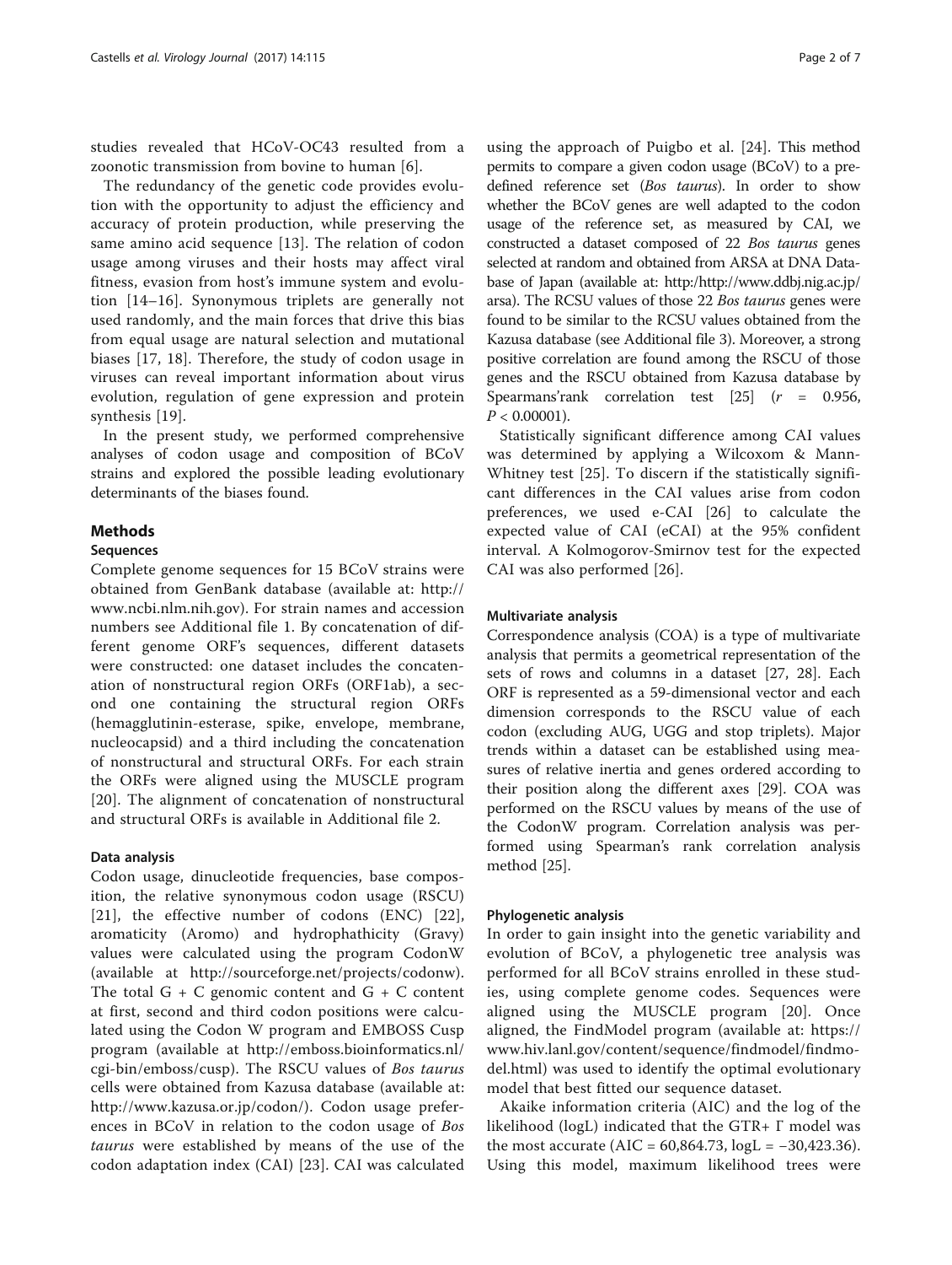studies revealed that HCoV-OC43 resulted from a zoonotic transmission from bovine to human [6].

The redundancy of the genetic code provides evolution with the opportunity to adjust the efficiency and accuracy of protein production, while preserving the same amino acid sequence [13]. The relation of codon usage among viruses and their hosts may affect viral fitness, evasion from host's immune system and evolution [14–16]. Synonymous triplets are generally not used randomly, and the main forces that drive this bias from equal usage are natural selection and mutational biases [17, 18]. Therefore, the study of codon usage in viruses can reveal important information about virus evolution, regulation of gene expression and protein synthesis [19].

In the present study, we performed comprehensive analyses of codon usage and composition of BCoV strains and explored the possible leading evolutionary determinants of the biases found.

## Methods

### Sequences

Complete genome sequences for 15 BCoV strains were obtained from GenBank database (available at: http://www.ncbi.nlm.nih.gov). For strain names and accession numbers see Additional file 1. By concatenation of different genome ORF's sequences, different datasets were constructed: one dataset includes the concatenation of nonstructural region ORFs (ORF1ab), a second one containing the structural region ORFs (hemagglutinin-esterase, spike, envelope, membrane, nucleocapsid) and a third including the concatenation of nonstructural and structural ORFs. For each strain the ORFs were aligned using the MUSCLE program [20]. The alignment of concatenation of nonstructural and structural ORFs is available in Additional file 2.

### Data analysis

Codon usage, dinucleotide frequencies, base composition, the relative synonymous codon usage (RSCU) [21], the effective number of codons (ENC) [22], aromaticity (Aromo) and hydrophathicity (Gravy) values were calculated using the program CodonW (available at http://sourceforge.net/projects/codonw). The total G + C genomic content and G + C content at first, second and third codon positions were calculated using the Codon W program and EMBOSS Cusp program (available at http://emboss.bioinformatics.nl/cgi-bin/emboss/cusp). The RSCU values of *Bos taurus* cells were obtained from Kazusa database (available at: http://www.kazusa.or.jp/codon/). Codon usage preferences in BCoV in relation to the codon usage of *Bos taurus* were established by means of the use of the codon adaptation index (CAI) [23]. CAI was calculated using the approach of Puigbo et al. [24]. This method permits to compare a given codon usage (BCoV) to a predefined reference set (*Bos taurus*). In order to show whether the BCoV genes are well adapted to the codon usage of the reference set, as measured by CAI, we constructed a dataset composed of 22 *Bos taurus* genes selected at random and obtained from ARSA at DNA Database of Japan (available at: http:/http://www.ddbj.nig.ac.jp/arsa). The RCSU values of those 22 *Bos taurus* genes were found to be similar to the RCSU values obtained from the Kazusa database (see Additional file 3). Moreover, a strong positive correlation are found among the RSCU of those genes and the RSCU obtained from Kazusa database by Spearmans'rank correlation test [25] ($r$ = 0.956, $P < 0.00001$).

Statistically significant difference among CAI values was determined by applying a Wilcoxom & Mann-Whitney test [25]. To discern if the statistically significant differences in the CAI values arise from codon preferences, we used e-CAI [26] to calculate the expected value of CAI (eCAI) at the 95% confident interval. A Kolmogorov-Smirnov test for the expected CAI was also performed [26].

### Multivariate analysis

Correspondence analysis (COA) is a type of multivariate analysis that permits a geometrical representation of the sets of rows and columns in a dataset [27, 28]. Each ORF is represented as a 59-dimensional vector and each dimension corresponds to the RSCU value of each codon (excluding AUG, UGG and stop triplets). Major trends within a dataset can be established using measures of relative inertia and genes ordered according to their position along the different axes [29]. COA was performed on the RSCU values by means of the use of the CodonW program. Correlation analysis was performed using Spearman's rank correlation analysis method [25].

### Phylogenetic analysis

In order to gain insight into the genetic variability and evolution of BCoV, a phylogenetic tree analysis was performed for all BCoV strains enrolled in these studies, using complete genome codes. Sequences were aligned using the MUSCLE program [20]. Once aligned, the FindModel program (available at: https://www.hiv.lanl.gov/content/sequence/findmodel/findmodel.html) was used to identify the optimal evolutionary model that best fitted our sequence dataset.

Akaike information criteria (AIC) and the log of the likelihood (logL) indicated that the GTR+ Γ model was the most accurate (AIC = 60,864.73, logL = −30,423.36). Using this model, maximum likelihood trees were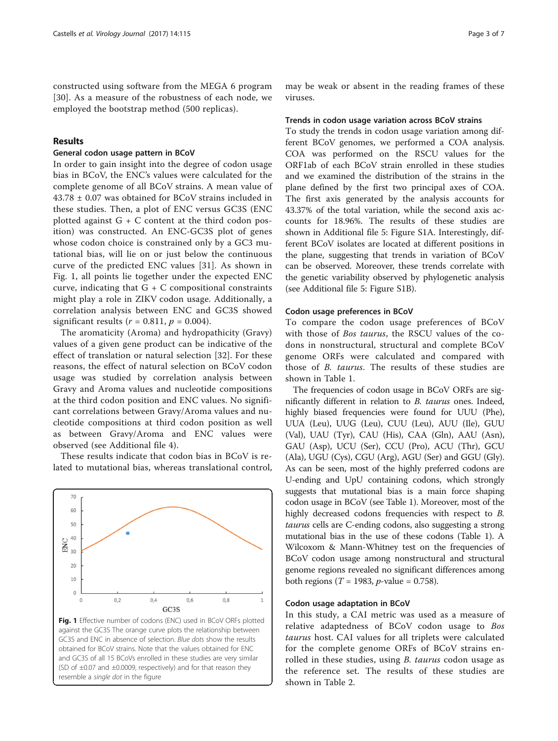constructed using software from the MEGA 6 program [30]. As a measure of the robustness of each node, we employed the bootstrap method (500 replicas).

## Results

### General codon usage pattern in BCoV

In order to gain insight into the degree of codon usage bias in BCoV, the ENC's values were calculated for the complete genome of all BCoV strains. A mean value of 43.78 ± 0.07 was obtained for BCoV strains included in these studies. Then, a plot of ENC versus GC3S (ENC plotted against G + C content at the third codon position) was constructed. An ENC-GC3S plot of genes whose codon choice is constrained only by a GC3 mutational bias, will lie on or just below the continuous curve of the predicted ENC values [31]. As shown in Fig. 1, all points lie together under the expected ENC curve, indicating that G + C compositional constraints might play a role in ZIKV codon usage. Additionally, a correlation analysis between ENC and GC3S showed significant results ($r = 0.811$, $p = 0.004$).

The aromaticity (Aroma) and hydropathicity (Gravy) values of a given gene product can be indicative of the effect of translation or natural selection [32]. For these reasons, the effect of natural selection on BCoV codon usage was studied by correlation analysis between Gravy and Aroma values and nucleotide compositions at the third codon position and ENC values. No significant correlations between Gravy/Aroma values and nucleotide compositions at third codon position as well as between Gravy/Aroma and ENC values were observed (see Additional file 4).

These results indicate that codon bias in BCoV is related to mutational bias, whereas translational control, may be weak or absent in the reading frames of these viruses.

**Fig. 1** Effective number of codons (ENC) used in BCoV ORFs plotted against the GC3S The orange curve plots the relationship between GC3S and ENC in absence of selection. *Blue dots* show the results obtained for BCoV strains. Note that the values obtained for ENC and GC3S of all 15 BCoVs enrolled in these studies are very similar (SD of ±0.07 and ±0.0009, respectively) and for that reason they resemble a *single dot* in the figure

### Trends in codon usage variation across BCoV strains

To study the trends in codon usage variation among different BCoV genomes, we performed a COA analysis. COA was performed on the RSCU values for the ORF1ab of each BCoV strain enrolled in these studies and we examined the distribution of the strains in the plane defined by the first two principal axes of COA. The first axis generated by the analysis accounts for 43.37% of the total variation, while the second axis accounts for 18.96%. The results of these studies are shown in Additional file 5: Figure S1A. Interestingly, different BCoV isolates are located at different positions in the plane, suggesting that trends in variation of BCoV can be observed. Moreover, these trends correlate with the genetic variability observed by phylogenetic analysis (see Additional file 5: Figure S1B).

### Codon usage preferences in BCoV

To compare the codon usage preferences of BCoV with those of *Bos taurus*, the RSCU values of the codons in nonstructural, structural and complete BCoV genome ORFs were calculated and compared with those of *B. taurus*. The results of these studies are shown in Table 1.

The frequencies of codon usage in BCoV ORFs are significantly different in relation to *B. taurus* ones. Indeed, highly biased frequencies were found for UUU (Phe), UUA (Leu), UUG (Leu), CUU (Leu), AUU (Ile), GUU (Val), UAU (Tyr), CAU (His), CAA (Gln), AAU (Asn), GAU (Asp), UCU (Ser), CCU (Pro), ACU (Thr), GCU (Ala), UGU (Cys), CGU (Arg), AGU (Ser) and GGU (Gly). As can be seen, most of the highly preferred codons are U-ending and UpU containing codons, which strongly suggests that mutational bias is a main force shaping codon usage in BCoV (see Table 1). Moreover, most of the highly decreased codons frequencies with respect to *B. taurus* cells are C-ending codons, also suggesting a strong mutational bias in the use of these codons (Table 1). A Wilcoxom & Mann-Whitney test on the frequencies of BCoV codon usage among nonstructural and structural genome regions revealed no significant differences among both regions ($T = 1983$, $p$-value = 0.758).

### Codon usage adaptation in BCoV

In this study, a CAI metric was used as a measure of relative adaptedness of BCoV codon usage to *Bos taurus* host. CAI values for all triplets were calculated for the complete genome ORFs of BCoV strains enrolled in these studies, using *B. taurus* codon usage as the reference set. The results of these studies are shown in Table 2.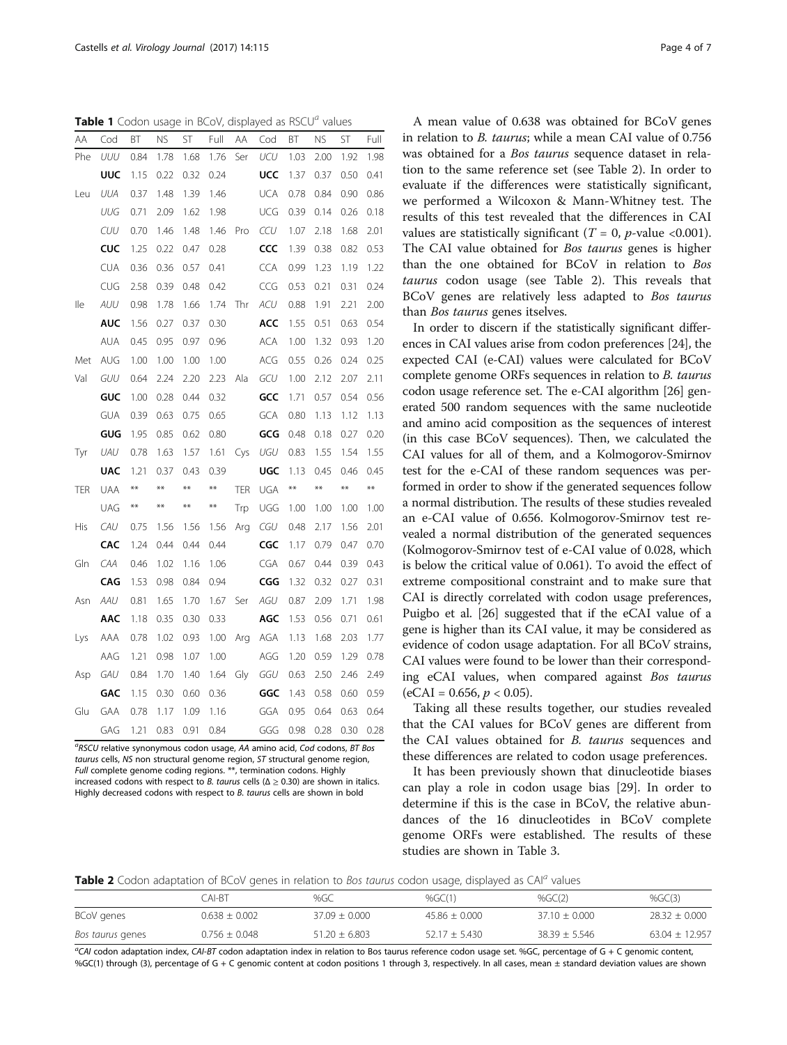**Table 1** Codon usage in BCoV, displayed as RSCU[a] values

| AA | Cod | BT | NS | ST | Full | AA | Cod | BT | NS | ST | Full |
|---|---|---|---|---|---|---|---|---|---|---|---|
| Phe | *UUU* | 0.84 | 1.78 | 1.68 | 1.76 | Ser | *UCU* | 1.03 | 2.00 | 1.92 | 1.98 |
| | **UUC** | 1.15 | 0.22 | 0.32 | 0.24 | | **UCC** | 1.37 | 0.37 | 0.50 | 0.41 |
| Leu | *UUA* | 0.37 | 1.48 | 1.39 | 1.46 | | UCA | 0.78 | 0.84 | 0.90 | 0.86 |
| | *UUG* | 0.71 | 2.09 | 1.62 | 1.98 | | UCG | 0.39 | 0.14 | 0.26 | 0.18 |
| | *CUU* | 0.70 | 1.46 | 1.48 | 1.46 | Pro | *CCU* | 1.07 | 2.18 | 1.68 | 2.01 |
| | **CUC** | 1.25 | 0.22 | 0.47 | 0.28 | | **CCC** | 1.39 | 0.38 | 0.82 | 0.53 |
| | CUA | 0.36 | 0.36 | 0.57 | 0.41 | | CCA | 0.99 | 1.23 | 1.19 | 1.22 |
| | CUG | 2.58 | 0.39 | 0.48 | 0.42 | | CCG | 0.53 | 0.21 | 0.31 | 0.24 |
| Ile | *AUU* | 0.98 | 1.78 | 1.66 | 1.74 | Thr | *ACU* | 0.88 | 1.91 | 2.21 | 2.00 |
| | **AUC** | 1.56 | 0.27 | 0.37 | 0.30 | | **ACC** | 1.55 | 0.51 | 0.63 | 0.54 |
| | AUA | 0.45 | 0.95 | 0.97 | 0.96 | | ACA | 1.00 | 1.32 | 0.93 | 1.20 |
| Met | AUG | 1.00 | 1.00 | 1.00 | 1.00 | | ACG | 0.55 | 0.26 | 0.24 | 0.25 |
| Val | *GUU* | 0.64 | 2.24 | 2.20 | 2.23 | Ala | *GCU* | 1.00 | 2.12 | 2.07 | 2.11 |
| | **GUC** | 1.00 | 0.28 | 0.44 | 0.32 | | **GCC** | 1.71 | 0.57 | 0.54 | 0.56 |
| | GUA | 0.39 | 0.63 | 0.75 | 0.65 | | GCA | 0.80 | 1.13 | 1.12 | 1.13 |
| | **GUG** | 1.95 | 0.85 | 0.62 | 0.80 | | **GCG** | 0.48 | 0.18 | 0.27 | 0.20 |
| Tyr | *UAU* | 0.78 | 1.63 | 1.57 | 1.61 | Cys | *UGU* | 0.83 | 1.55 | 1.54 | 1.55 |
| | **UAC** | 1.21 | 0.37 | 0.43 | 0.39 | | **UGC** | 1.13 | 0.45 | 0.46 | 0.45 |
| TER | UAA | ** | ** | ** | ** | TER | UGA | ** | ** | ** | ** |
| | UAG | ** | ** | ** | ** | Trp | UGG | 1.00 | 1.00 | 1.00 | 1.00 |
| His | *CAU* | 0.75 | 1.56 | 1.56 | 1.56 | Arg | *CGU* | 0.48 | 2.17 | 1.56 | 2.01 |
| | **CAC** | 1.24 | 0.44 | 0.44 | 0.44 | | **CGC** | 1.17 | 0.79 | 0.47 | 0.70 |
| Gln | *CAA* | 0.46 | 1.02 | 1.16 | 1.06 | | CGA | 0.67 | 0.44 | 0.39 | 0.43 |
| | **CAG** | 1.53 | 0.98 | 0.84 | 0.94 | | **CGG** | 1.32 | 0.32 | 0.27 | 0.31 |
| Asn | *AAU* | 0.81 | 1.65 | 1.70 | 1.67 | Ser | *AGU* | 0.87 | 2.09 | 1.71 | 1.98 |
| | **AAC** | 1.18 | 0.35 | 0.30 | 0.33 | | **AGC** | 1.53 | 0.56 | 0.71 | 0.61 |
| Lys | AAA | 0.78 | 1.02 | 0.93 | 1.00 | Arg | AGA | 1.13 | 1.68 | 2.03 | 1.77 |
| | AAG | 1.21 | 0.98 | 1.07 | 1.00 | | AGG | 1.20 | 0.59 | 1.29 | 0.78 |
| Asp | *GAU* | 0.84 | 1.70 | 1.40 | 1.64 | Gly | *GGU* | 0.63 | 2.50 | 2.46 | 2.49 |
| | **GAC** | 1.15 | 0.30 | 0.60 | 0.36 | | **GGC** | 1.43 | 0.58 | 0.60 | 0.59 |
| Glu | GAA | 0.78 | 1.17 | 1.09 | 1.16 | | GGA | 0.95 | 0.64 | 0.63 | 0.64 |
| | GAG | 1.21 | 0.83 | 0.91 | 0.84 | | GGG | 0.98 | 0.28 | 0.30 | 0.28 |

[a]*RSCU* relative synonymous codon usage, *AA* amino acid, *Cod* codons, *BT Bos taurus* cells, *NS* non structural genome region, *ST* structural genome region, *Full* complete genome coding regions. **, termination codons. Highly increased codons with respect to *B. taurus* cells ($\Delta \geq 0.30$) are shown in italics. Highly decreased codons with respect to *B. taurus* cells are shown in bold

A mean value of 0.638 was obtained for BCoV genes in relation to *B. taurus*; while a mean CAI value of 0.756 was obtained for a *Bos taurus* sequence dataset in relation to the same reference set (see Table 2). In order to evaluate if the differences were statistically significant, we performed a Wilcoxon & Mann-Whitney test. The results of this test revealed that the differences in CAI values are statistically significant ($T = 0$, $p$-value <0.001). The CAI value obtained for *Bos taurus* genes is higher than the one obtained for BCoV in relation to *Bos taurus* codon usage (see Table 2). This reveals that BCoV genes are relatively less adapted to *Bos taurus* than *Bos taurus* genes itselves.

In order to discern if the statistically significant differences in CAI values arise from codon preferences [24], the expected CAI (e-CAI) values were calculated for BCoV complete genome ORFs sequences in relation to *B. taurus* codon usage reference set. The e-CAI algorithm [26] generated 500 random sequences with the same nucleotide and amino acid composition as the sequences of interest (in this case BCoV sequences). Then, we calculated the CAI values for all of them, and a Kolmogorov-Smirnov test for the e-CAI of these random sequences was performed in order to show if the generated sequences follow a normal distribution. The results of these studies revealed an e-CAI value of 0.656. Kolmogorov-Smirnov test revealed a normal distribution of the generated sequences (Kolmogorov-Smirnov test of e-CAI value of 0.028, which is below the critical value of 0.061). To avoid the effect of extreme compositional constraint and to make sure that CAI is directly correlated with codon usage preferences, Puigbo et al. [26] suggested that if the eCAI value of a gene is higher than its CAI value, it may be considered as evidence of codon usage adaptation. For all BCoV strains, CAI values were found to be lower than their corresponding eCAI values, when compared against *Bos taurus* (eCAI = 0.656, $p < 0.05$).

Taking all these results together, our studies revealed that the CAI values for BCoV genes are different from the CAI values obtained for *B. taurus* sequences and these differences are related to codon usage preferences.

It has been previously shown that dinucleotide biases can play a role in codon usage bias [29]. In order to determine if this is the case in BCoV, the relative abundances of the 16 dinucleotides in BCoV complete genome ORFs were established. The results of these studies are shown in Table 3.

**Table 2** Codon adaptation of BCoV genes in relation to *Bos taurus* codon usage, displayed as CAI[a] values

| | CAI-BT | %GC | %GC(1) | %GC(2) | %GC(3) |
|---|---|---|---|---|---|
| BCoV genes | 0.638 ± 0.002 | 37.09 ± 0.000 | 45.86 ± 0.000 | 37.10 ± 0.000 | 28.32 ± 0.000 |
| *Bos taurus* genes | 0.756 ± 0.048 | 51.20 ± 6.803 | 52.17 ± 5.430 | 38.39 ± 5.546 | 63.04 ± 12.957 |

[a]*CAI* codon adaptation index, *CAI-BT* codon adaptation index in relation to Bos taurus reference codon usage set. %GC, percentage of G + C genomic content, %GC(1) through (3), percentage of G + C genomic content at codon positions 1 through 3, respectively. In all cases, mean ± standard deviation values are shown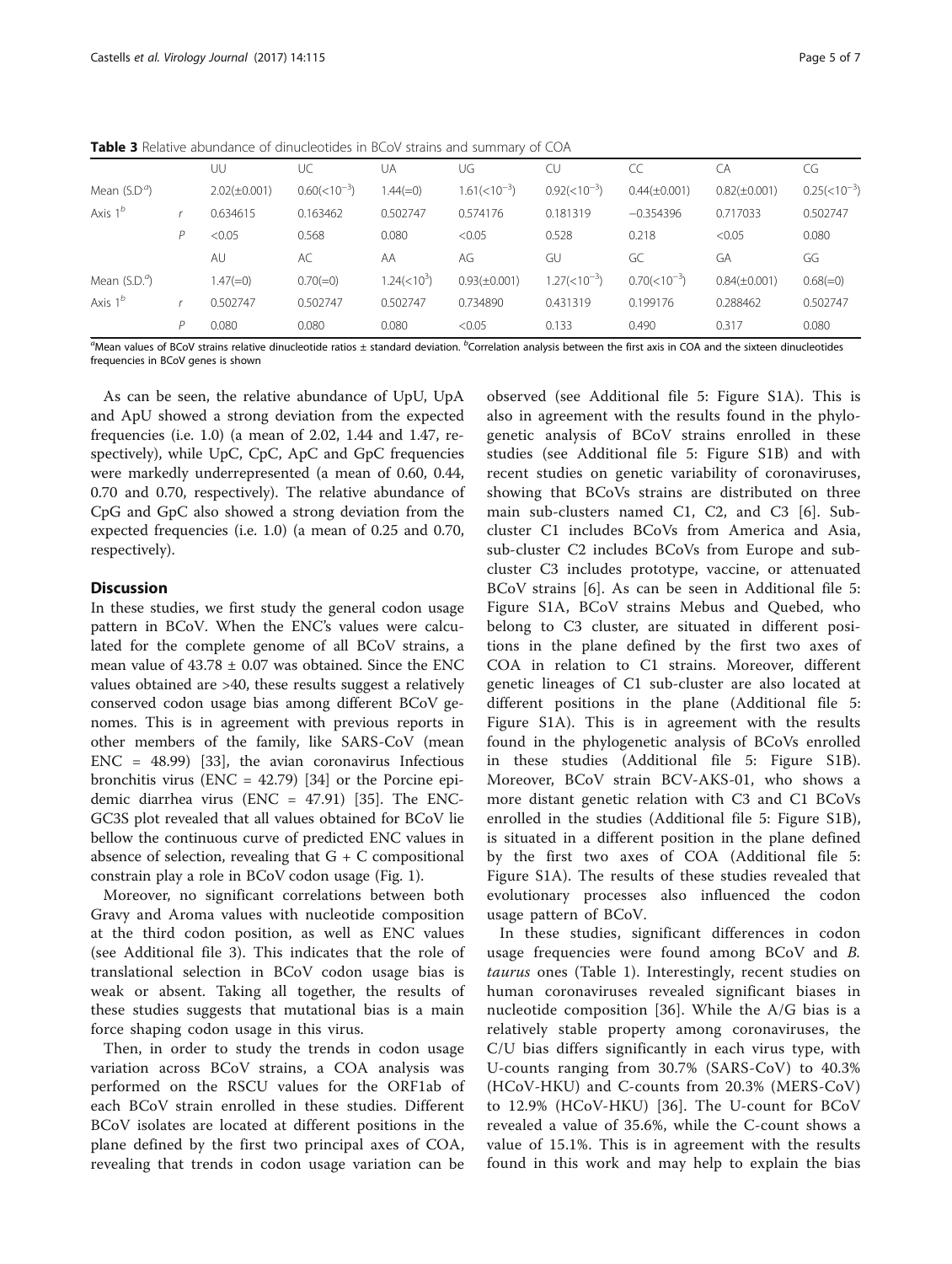**Table 3** Relative abundance of dinucleotides in BCoV strains and summary of COA

| | | UU | UC | UA | UG | CU | CC | CA | CG |
|---|---|---|---|---|---|---|---|---|---|
| Mean (S.D[a]) | | 2.02(±0.001) | 0.60($<10^{-3}$) | 1.44(=0) | 1.61($<10^{-3}$) | 0.92($<10^{-3}$) | 0.44(±0.001) | 0.82(±0.001) | 0.25($<10^{-3}$) |
| Axis 1[b] | r | 0.634615 | 0.163462 | 0.502747 | 0.574176 | 0.181319 | −0.354396 | 0.717033 | 0.502747 |
| | P | <0.05 | 0.568 | 0.080 | <0.05 | 0.528 | 0.218 | <0.05 | 0.080 |
| | | AU | AC | AA | AG | GU | GC | GA | GG |
| Mean (S.D.[a]) | | 1.47(=0) | 0.70(=0) | 1.24($<10^{3}$) | 0.93(±0.001) | 1.27($<10^{-3}$) | 0.70($<10^{-3}$) | 0.84(±0.001) | 0.68(=0) |
| Axis 1[b] | r | 0.502747 | 0.502747 | 0.502747 | 0.734890 | 0.431319 | 0.199176 | 0.288462 | 0.502747 |
| | P | 0.080 | 0.080 | 0.080 | <0.05 | 0.133 | 0.490 | 0.317 | 0.080 |

[a]Mean values of BCoV strains relative dinucleotide ratios ± standard deviation. [b]Correlation analysis between the first axis in COA and the sixteen dinucleotides frequencies in BCoV genes is shown

As can be seen, the relative abundance of UpU, UpA and ApU showed a strong deviation from the expected frequencies (i.e. 1.0) (a mean of 2.02, 1.44 and 1.47, respectively), while UpC, CpC, ApC and GpC frequencies were markedly underrepresented (a mean of 0.60, 0.44, 0.70 and 0.70, respectively). The relative abundance of CpG and GpC also showed a strong deviation from the expected frequencies (i.e. 1.0) (a mean of 0.25 and 0.70, respectively).

## Discussion

In these studies, we first study the general codon usage pattern in BCoV. When the ENC's values were calculated for the complete genome of all BCoV strains, a mean value of 43.78 ± 0.07 was obtained. Since the ENC values obtained are >40, these results suggest a relatively conserved codon usage bias among different BCoV genomes. This is in agreement with previous reports in other members of the family, like SARS-CoV (mean ENC = 48.99) [33], the avian coronavirus Infectious bronchitis virus (ENC = 42.79) [34] or the Porcine epidemic diarrhea virus (ENC = 47.91) [35]. The ENC-GC3S plot revealed that all values obtained for BCoV lie bellow the continuous curve of predicted ENC values in absence of selection, revealing that G + C compositional constrain play a role in BCoV codon usage (Fig. 1).

Moreover, no significant correlations between both Gravy and Aroma values with nucleotide composition at the third codon position, as well as ENC values (see Additional file 3). This indicates that the role of translational selection in BCoV codon usage bias is weak or absent. Taking all together, the results of these studies suggests that mutational bias is a main force shaping codon usage in this virus.

Then, in order to study the trends in codon usage variation across BCoV strains, a COA analysis was performed on the RSCU values for the ORF1ab of each BCoV strain enrolled in these studies. Different BCoV isolates are located at different positions in the plane defined by the first two principal axes of COA, revealing that trends in codon usage variation can be observed (see Additional file 5: Figure S1A). This is also in agreement with the results found in the phylogenetic analysis of BCoV strains enrolled in these studies (see Additional file 5: Figure S1B) and with recent studies on genetic variability of coronaviruses, showing that BCoVs strains are distributed on three main sub-clusters named C1, C2, and C3 [6]. Sub-cluster C1 includes BCoVs from America and Asia, sub-cluster C2 includes BCoVs from Europe and sub-cluster C3 includes prototype, vaccine, or attenuated BCoV strains [6]. As can be seen in Additional file 5: Figure S1A, BCoV strains Mebus and Quebed, who belong to C3 cluster, are situated in different positions in the plane defined by the first two axes of COA in relation to C1 strains. Moreover, different genetic lineages of C1 sub-cluster are also located at different positions in the plane (Additional file 5: Figure S1A). This is in agreement with the results found in the phylogenetic analysis of BCoVs enrolled in these studies (Additional file 5: Figure S1B). Moreover, BCoV strain BCV-AKS-01, who shows a more distant genetic relation with C3 and C1 BCoVs enrolled in the studies (Additional file 5: Figure S1B), is situated in a different position in the plane defined by the first two axes of COA (Additional file 5: Figure S1A). The results of these studies revealed that evolutionary processes also influenced the codon usage pattern of BCoV.

In these studies, significant differences in codon usage frequencies were found among BCoV and *B. taurus* ones (Table 1). Interestingly, recent studies on human coronaviruses revealed significant biases in nucleotide composition [36]. While the A/G bias is a relatively stable property among coronaviruses, the C/U bias differs significantly in each virus type, with U-counts ranging from 30.7% (SARS-CoV) to 40.3% (HCoV-HKU) and C-counts from 20.3% (MERS-CoV) to 12.9% (HCoV-HKU) [36]. The U-count for BCoV revealed a value of 35.6%, while the C-count shows a value of 15.1%. This is in agreement with the results found in this work and may help to explain the bias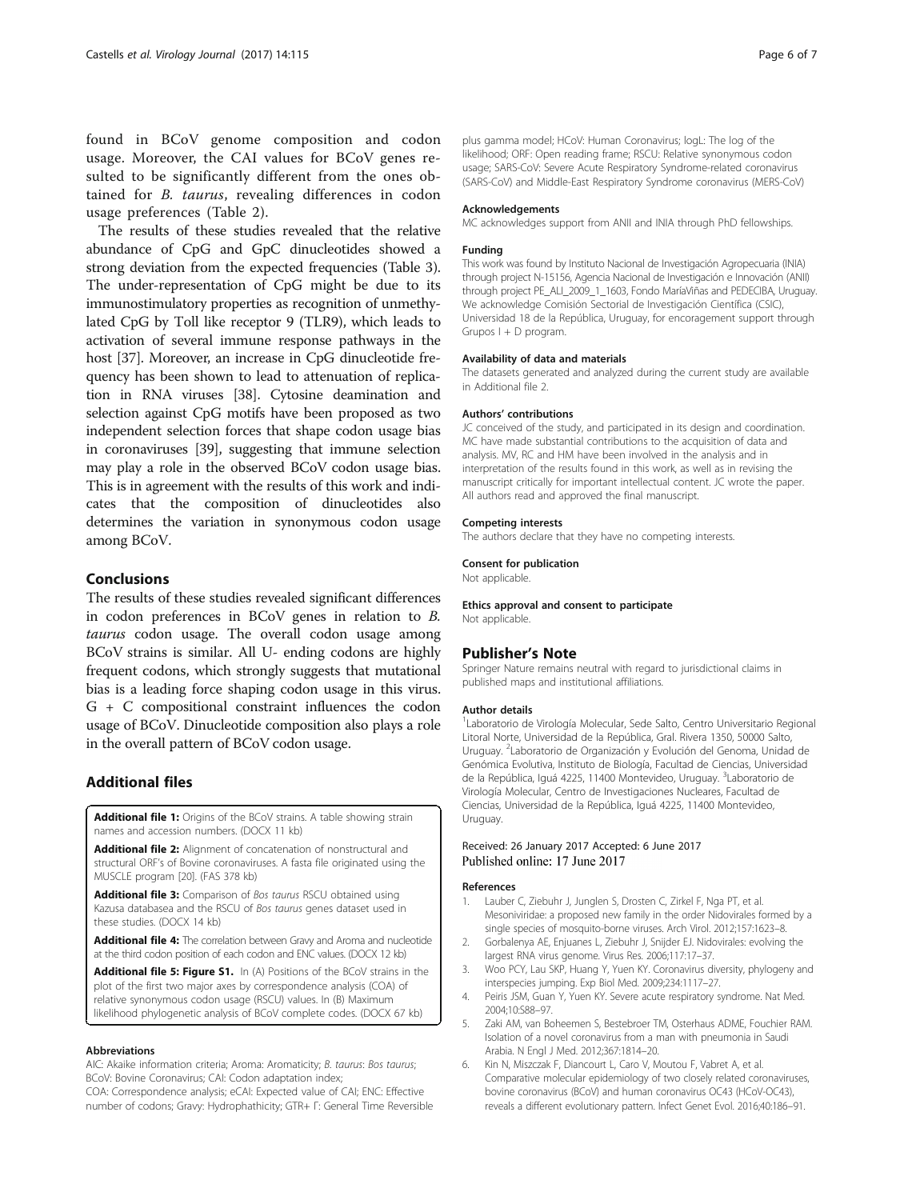found in BCoV genome composition and codon usage. Moreover, the CAI values for BCoV genes resulted to be significantly different from the ones obtained for *B. taurus*, revealing differences in codon usage preferences (Table 2).

The results of these studies revealed that the relative abundance of CpG and GpC dinucleotides showed a strong deviation from the expected frequencies (Table 3). The under-representation of CpG might be due to its immunostimulatory properties as recognition of unmethylated CpG by Toll like receptor 9 (TLR9), which leads to activation of several immune response pathways in the host [37]. Moreover, an increase in CpG dinucleotide frequency has been shown to lead to attenuation of replication in RNA viruses [38]. Cytosine deamination and selection against CpG motifs have been proposed as two independent selection forces that shape codon usage bias in coronaviruses [39], suggesting that immune selection may play a role in the observed BCoV codon usage bias. This is in agreement with the results of this work and indicates that the composition of dinucleotides also determines the variation in synonymous codon usage among BCoV.

## Conclusions

The results of these studies revealed significant differences in codon preferences in BCoV genes in relation to *B. taurus* codon usage. The overall codon usage among BCoV strains is similar. All U- ending codons are highly frequent codons, which strongly suggests that mutational bias is a leading force shaping codon usage in this virus. G + C compositional constraint influences the codon usage of BCoV. Dinucleotide composition also plays a role in the overall pattern of BCoV codon usage.

## Additional files

**Additional file 1:** Origins of the BCoV strains. A table showing strain names and accession numbers. (DOCX 11 kb)

**Additional file 2:** Alignment of concatenation of nonstructural and structural ORF's of Bovine coronaviruses. A fasta file originated using the MUSCLE program [20]. (FAS 378 kb)

**Additional file 3:** Comparison of *Bos taurus* RSCU obtained using Kazusa databasea and the RSCU of *Bos taurus* genes dataset used in these studies. (DOCX 14 kb)

**Additional file 4:** The correlation between Gravy and Aroma and nucleotide at the third codon position of each codon and ENC values. (DOCX 12 kb)

**Additional file 5: Figure S1.** In (A) Positions of the BCoV strains in the plot of the first two major axes by correspondence analysis (COA) of relative synonymous codon usage (RSCU) values. In (B) Maximum likelihood phylogenetic analysis of BCoV complete codes. (DOCX 67 kb)

### Abbreviations

AIC: Akaike information criteria; Aroma: Aromaticity; *B. taurus*: *Bos taurus*; BCoV: Bovine Coronavirus; CAI: Codon adaptation index; COA: Correspondence analysis; eCAI: Expected value of CAI; ENC: Effective number of codons; Gravy: Hydrophathicity; GTR+ Γ: General Time Reversible plus gamma model; HCoV: Human Coronavirus; logL: The log of the likelihood; ORF: Open reading frame; RSCU: Relative synonymous codon usage; SARS-CoV: Severe Acute Respiratory Syndrome-related coronavirus (SARS-CoV) and Middle-East Respiratory Syndrome coronavirus (MERS-CoV)

### Acknowledgements

MC acknowledges support from ANII and INIA through PhD fellowships.

### Funding

This work was found by Instituto Nacional de Investigación Agropecuaria (INIA) through project N-15156, Agencia Nacional de Investigación e Innovación (ANII) through project PE_ALI_2009_1_1603, Fondo MaríaViñas and PEDECIBA, Uruguay. We acknowledge Comisión Sectorial de Investigación Científica (CSIC), Universidad 18 de la República, Uruguay, for encoragement support through Grupos I + D program.

### Availability of data and materials

The datasets generated and analyzed during the current study are available in Additional file 2.

### Authors' contributions

JC conceived of the study, and participated in its design and coordination. MC have made substantial contributions to the acquisition of data and analysis. MV, RC and HM have been involved in the analysis and in interpretation of the results found in this work, as well as in revising the manuscript critically for important intellectual content. JC wrote the paper. All authors read and approved the final manuscript.

### Competing interests

The authors declare that they have no competing interests.

### Consent for publication

Not applicable.

### Ethics approval and consent to participate

Not applicable.

## Publisher's Note

Springer Nature remains neutral with regard to jurisdictional claims in published maps and institutional affiliations.

### Author details

[1]Laboratorio de Virología Molecular, Sede Salto, Centro Universitario Regional Litoral Norte, Universidad de la República, Gral. Rivera 1350, 50000 Salto, Uruguay. [2]Laboratorio de Organización y Evolución del Genoma, Unidad de Genómica Evolutiva, Instituto de Biología, Facultad de Ciencias, Universidad de la República, Iguá 4225, 11400 Montevideo, Uruguay. [3]Laboratorio de Virología Molecular, Centro de Investigaciones Nucleares, Facultad de Ciencias, Universidad de la República, Iguá 4225, 11400 Montevideo, Uruguay.

Received: 26 January 2017 Accepted: 6 June 2017
Published online: 17 June 2017

### References

1. Lauber C, Ziebuhr J, Junglen S, Drosten C, Zirkel F, Nga PT, et al. Mesoniviridae: a proposed new family in the order Nidovirales formed by a single species of mosquito-borne viruses. Arch Virol. 2012;157:1623–8.
2. Gorbalenya AE, Enjuanes L, Ziebuhr J, Snijder EJ. Nidovirales: evolving the largest RNA virus genome. Virus Res. 2006;117:17–37.
3. Woo PCY, Lau SKP, Huang Y, Yuen KY. Coronavirus diversity, phylogeny and interspecies jumping. Exp Biol Med. 2009;234:1117–27.
4. Peiris JSM, Guan Y, Yuen KY. Severe acute respiratory syndrome. Nat Med. 2004;10:S88–97.
5. Zaki AM, van Boheemen S, Bestebroer TM, Osterhaus ADME, Fouchier RAM. Isolation of a novel coronavirus from a man with pneumonia in Saudi Arabia. N Engl J Med. 2012;367:1814–20.
6. Kin N, Miszczak F, Diancourt L, Caro V, Moutou F, Vabret A, et al. Comparative molecular epidemiology of two closely related coronaviruses, bovine coronavirus (BCoV) and human coronavirus OC43 (HCoV-OC43), reveals a different evolutionary pattern. Infect Genet Evol. 2016;40:186–91.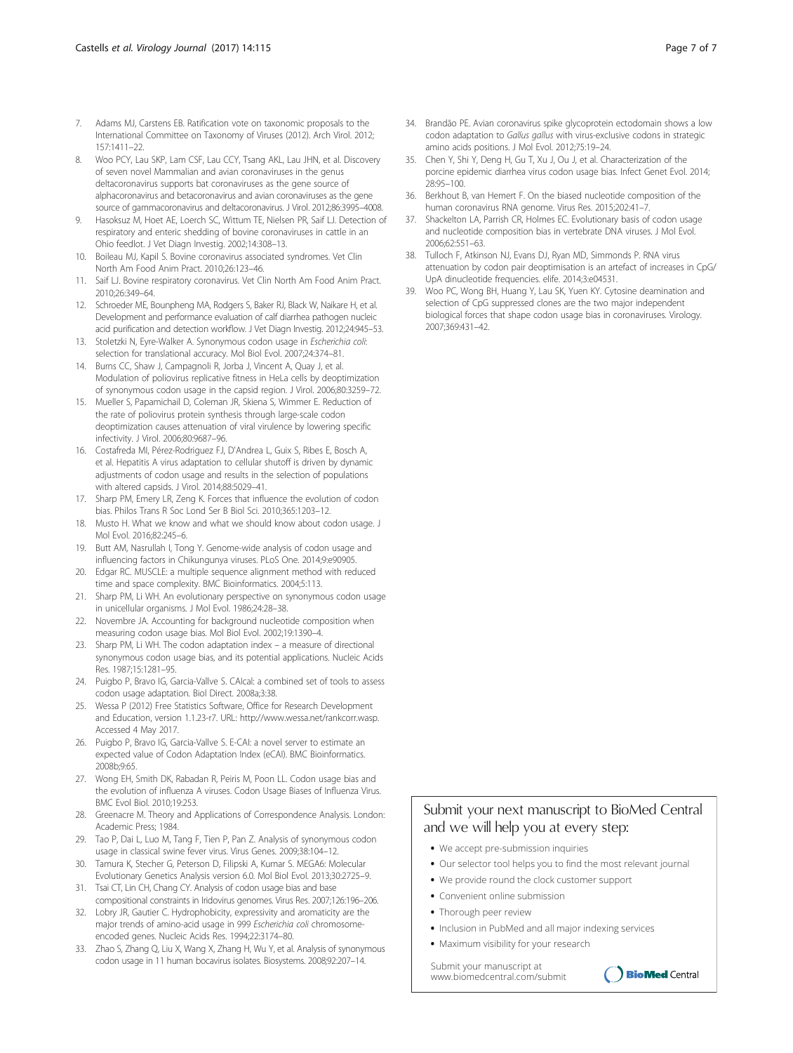7. Adams MJ, Carstens EB. Ratification vote on taxonomic proposals to the International Committee on Taxonomy of Viruses (2012). Arch Virol. 2012; 157:1411–22.
8. Woo PCY, Lau SKP, Lam CSF, Lau CCY, Tsang AKL, Lau JHN, et al. Discovery of seven novel Mammalian and avian coronaviruses in the genus deltacoronavirus supports bat coronaviruses as the gene source of alphacoronavirus and betacoronavirus and avian coronaviruses as the gene source of gammacoronavirus and deltacoronavirus. J Virol. 2012;86:3995–4008.
9. Hasoksuz M, Hoet AE, Loerch SC, Wittum TE, Nielsen PR, Saif LJ. Detection of respiratory and enteric shedding of bovine coronaviruses in cattle in an Ohio feedlot. J Vet Diagn Investig. 2002;14:308–13.
10. Boileau MJ, Kapil S. Bovine coronavirus associated syndromes. Vet Clin North Am Food Anim Pract. 2010;26:123–46.
11. Saif LJ. Bovine respiratory coronavirus. Vet Clin North Am Food Anim Pract. 2010;26:349–64.
12. Schroeder ME, Bounpheng MA, Rodgers S, Baker RJ, Black W, Naikare H, et al. Development and performance evaluation of calf diarrhea pathogen nucleic acid purification and detection workflow. J Vet Diagn Investig. 2012;24:945–53.
13. Stoletzki N, Eyre-Walker A. Synonymous codon usage in *Escherichia coli*: selection for translational accuracy. Mol Biol Evol. 2007;24:374–81.
14. Burns CC, Shaw J, Campagnoli R, Jorba J, Vincent A, Quay J, et al. Modulation of poliovirus replicative fitness in HeLa cells by deoptimization of synonymous codon usage in the capsid region. J Virol. 2006;80:3259–72.
15. Mueller S, Papamichail D, Coleman JR, Skiena S, Wimmer E. Reduction of the rate of poliovirus protein synthesis through large-scale codon deoptimization causes attenuation of viral virulence by lowering specific infectivity. J Virol. 2006;80:9687–96.
16. Costafreda MI, Pérez-Rodriguez FJ, D'Andrea L, Guix S, Ribes E, Bosch A, et al. Hepatitis A virus adaptation to cellular shutoff is driven by dynamic adjustments of codon usage and results in the selection of populations with altered capsids. J Virol. 2014;88:5029–41.
17. Sharp PM, Emery LR, Zeng K. Forces that influence the evolution of codon bias. Philos Trans R Soc Lond Ser B Biol Sci. 2010;365:1203–12.
18. Musto H. What we know and what we should know about codon usage. J Mol Evol. 2016;82:245–6.
19. Butt AM, Nasrullah I, Tong Y. Genome-wide analysis of codon usage and influencing factors in Chikungunya viruses. PLoS One. 2014;9:e90905.
20. Edgar RC. MUSCLE: a multiple sequence alignment method with reduced time and space complexity. BMC Bioinformatics. 2004;5:113.
21. Sharp PM, Li WH. An evolutionary perspective on synonymous codon usage in unicellular organisms. J Mol Evol. 1986;24:28–38.
22. Novembre JA. Accounting for background nucleotide composition when measuring codon usage bias. Mol Biol Evol. 2002;19:1390–4.
23. Sharp PM, Li WH. The codon adaptation index – a measure of directional synonymous codon usage bias, and its potential applications. Nucleic Acids Res. 1987;15:1281–95.
24. Puigbo P, Bravo IG, Garcia-Vallve S. CAIcal: a combined set of tools to assess codon usage adaptation. Biol Direct. 2008a;3:38.
25. Wessa P (2012) Free Statistics Software, Office for Research Development and Education, version 1.1.23-r7. URL: http://www.wessa.net/rankcorr.wasp. Accessed 4 May 2017.
26. Puigbo P, Bravo IG, Garcia-Vallve S. E-CAI: a novel server to estimate an expected value of Codon Adaptation Index (eCAI). BMC Bioinformatics. 2008b;9:65.
27. Wong EH, Smith DK, Rabadan R, Peiris M, Poon LL. Codon usage bias and the evolution of influenza A viruses. Codon Usage Biases of Influenza Virus. BMC Evol Biol. 2010;19:253.
28. Greenacre M. Theory and Applications of Correspondence Analysis. London: Academic Press; 1984.
29. Tao P, Dai L, Luo M, Tang F, Tien P, Pan Z. Analysis of synonymous codon usage in classical swine fever virus. Virus Genes. 2009;38:104–12.
30. Tamura K, Stecher G, Peterson D, Filipski A, Kumar S. MEGA6: Molecular Evolutionary Genetics Analysis version 6.0. Mol Biol Evol. 2013;30:2725–9.
31. Tsai CT, Lin CH, Chang CY. Analysis of codon usage bias and base compositional constraints in iridovirus genomes. Virus Res. 2007;126:196–206.
32. Lobry JR, Gautier C. Hydrophobicity, expressivity and aromaticity are the major trends of amino-acid usage in 999 *Escherichia coli* chromosome-encoded genes. Nucleic Acids Res. 1994;22:3174–80.
33. Zhao S, Zhang Q, Liu X, Wang X, Zhang H, Wu Y, et al. Analysis of synonymous codon usage in 11 human bocavirus isolates. Biosystems. 2008;92:207–14.
34. Brandão PE. Avian coronavirus spike glycoprotein ectodomain shows a low codon adaptation to *Gallus gallus* with virus-exclusive codons in strategic amino acids positions. J Mol Evol. 2012;75:19–24.
35. Chen Y, Shi Y, Deng H, Gu T, Xu J, Ou J, et al. Characterization of the porcine epidemic diarrhea virus codon usage bias. Infect Genet Evol. 2014; 28:95–100.
36. Berkhout B, van Hemert F. On the biased nucleotide composition of the human coronavirus RNA genome. Virus Res. 2015;202:41–7.
37. Shackelton LA, Parrish CR, Holmes EC. Evolutionary basis of codon usage and nucleotide composition bias in vertebrate DNA viruses. J Mol Evol. 2006;62:551–63.
38. Tulloch F, Atkinson NJ, Evans DJ, Ryan MD, Simmonds P. RNA virus attenuation by codon pair deoptimisation is an artefact of increases in CpG/UpA dinucleotide frequencies. elife. 2014;3:e04531.
39. Woo PC, Wong BH, Huang Y, Lau SK, Yuen KY. Cytosine deamination and selection of CpG suppressed clones are the two major independent biological forces that shape codon usage bias in coronaviruses. Virology. 2007;369:431–42.

Submit your next manuscript to BioMed Central and we will help you at every step:

- We accept pre-submission inquiries
- Our selector tool helps you to find the most relevant journal
- We provide round the clock customer support
- Convenient online submission
- Thorough peer review
- Inclusion in PubMed and all major indexing services
- Maximum visibility for your research

Submit your manuscript at www.biomedcentral.com/submit

BioMed Central